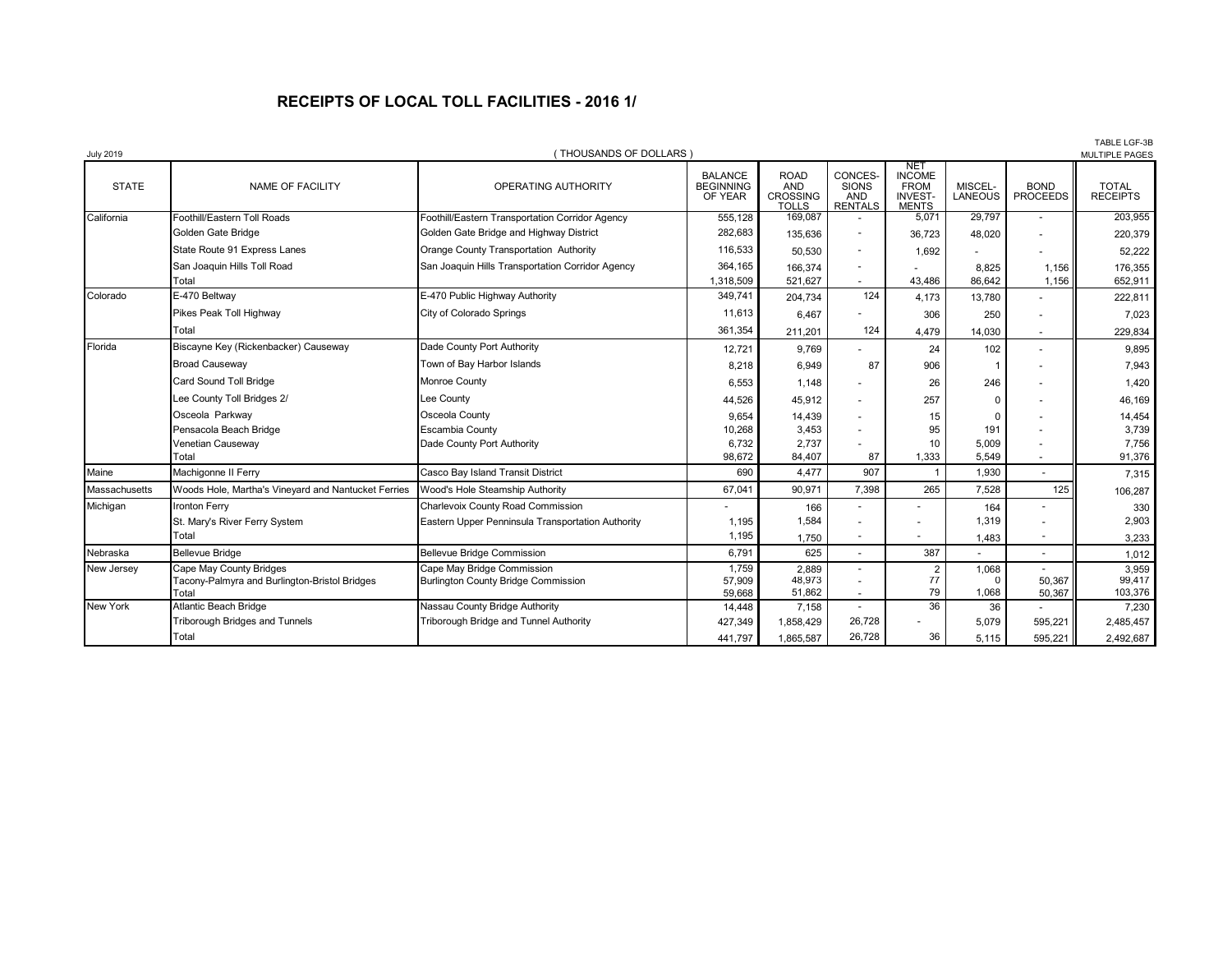# RECEIPTS OF LOCAL TOLL FACILITIES - 2016 1/

July 2019 — ( THOUSANDS OF DOLLARS ) — TABLE LGF-3B MULTIPLE PAGES

| STATE | NAME OF FACILITY | OPERATING AUTHORITY | BALANCE BEGINNING OF YEAR | ROAD AND CROSSING TOLLS | CONCES-SIONS AND RENTALS | NET INCOME FROM INVEST-MENTS | MISCEL-LANEOUS | BOND PROCEEDS | TOTAL RECEIPTS |
|---|---|---|---|---|---|---|---|---|---|
| California | Foothill/Eastern Toll Roads | Foothill/Eastern Transportation Corridor Agency | 555,128 | 169,087 | - | 5,071 | 29,797 | - | 203,955 |
| | Golden Gate Bridge | Golden Gate Bridge and Highway District | 282,683 | 135,636 | - | 36,723 | 48,020 | - | 220,379 |
| | State Route 91 Express Lanes | Orange County Transportation Authority | 116,533 | 50,530 | - | 1,692 | - | - | 52,222 |
| | San Joaquin Hills Toll Road | San Joaquin Hills Transportation Corridor Agency | 364,165 | 166,374 | - | - | 8,825 | 1,156 | 176,355 |
| | Total | | 1,318,509 | 521,627 | - | 43,486 | 86,642 | 1,156 | 652,911 |
| Colorado | E-470 Beltway | E-470 Public Highway Authority | 349,741 | 204,734 | 124 | 4,173 | 13,780 | - | 222,811 |
| | Pikes Peak Toll Highway | City of Colorado Springs | 11,613 | 6,467 | - | 306 | 250 | - | 7,023 |
| | Total | | 361,354 | 211,201 | 124 | 4,479 | 14,030 | - | 229,834 |
| Florida | Biscayne Key (Rickenbacker) Causeway | Dade County Port Authority | 12,721 | 9,769 | - | 24 | 102 | - | 9,895 |
| | Broad Causeway | Town of Bay Harbor Islands | 8,218 | 6,949 | 87 | 906 | 1 | - | 7,943 |
| | Card Sound Toll Bridge | Monroe County | 6,553 | 1,148 | - | 26 | 246 | - | 1,420 |
| | Lee County Toll Bridges 2/ | Lee County | 44,526 | 45,912 | - | 257 | 0 | - | 46,169 |
| | Osceola Parkway | Osceola County | 9,654 | 14,439 | - | 15 | 0 | - | 14,454 |
| | Pensacola Beach Bridge | Escambia County | 10,268 | 3,453 | - | 95 | 191 | - | 3,739 |
| | Venetian Causeway | Dade County Port Authority | 6,732 | 2,737 | - | 10 | 5,009 | - | 7,756 |
| | Total | | 98,672 | 84,407 | 87 | 1,333 | 5,549 | - | 91,376 |
| Maine | Machigonne II Ferry | Casco Bay Island Transit District | 690 | 4,477 | 907 | 1 | 1,930 | - | 7,315 |
| Massachusetts | Woods Hole, Martha's Vineyard and Nantucket Ferries | Wood's Hole Steamship Authority | 67,041 | 90,971 | 7,398 | 265 | 7,528 | 125 | 106,287 |
| Michigan | Ironton Ferry | Charlevoix County Road Commission | - | 166 | - | - | 164 | - | 330 |
| | St. Mary's River Ferry System | Eastern Upper Penninsula Transportation Authority | 1,195 | 1,584 | - | - | 1,319 | - | 2,903 |
| | Total | | 1,195 | 1,750 | - | - | 1,483 | - | 3,233 |
| Nebraska | Bellevue Bridge | Bellevue Bridge Commission | 6,791 | 625 | - | 387 | - | - | 1,012 |
| New Jersey | Cape May County Bridges | Cape May Bridge Commission | 1,759 | 2,889 | - | 2 | 1,068 | - | 3,959 |
| | Tacony-Palmyra and Burlington-Bristol Bridges | Burlington County Bridge Commission | 57,909 | 48,973 | - | 77 | 0 | 50,367 | 99,417 |
| | Total | | 59,668 | 51,862 | - | 79 | 1,068 | 50,367 | 103,376 |
| New York | Atlantic Beach Bridge | Nassau County Bridge Authority | 14,448 | 7,158 | - | 36 | 36 | - | 7,230 |
| | Triborough Bridges and Tunnels | Triborough Bridge and Tunnel Authority | 427,349 | 1,858,429 | 26,728 | - | 5,079 | 595,221 | 2,485,457 |
| | Total | | 441,797 | 1,865,587 | 26,728 | 36 | 5,115 | 595,221 | 2,492,687 |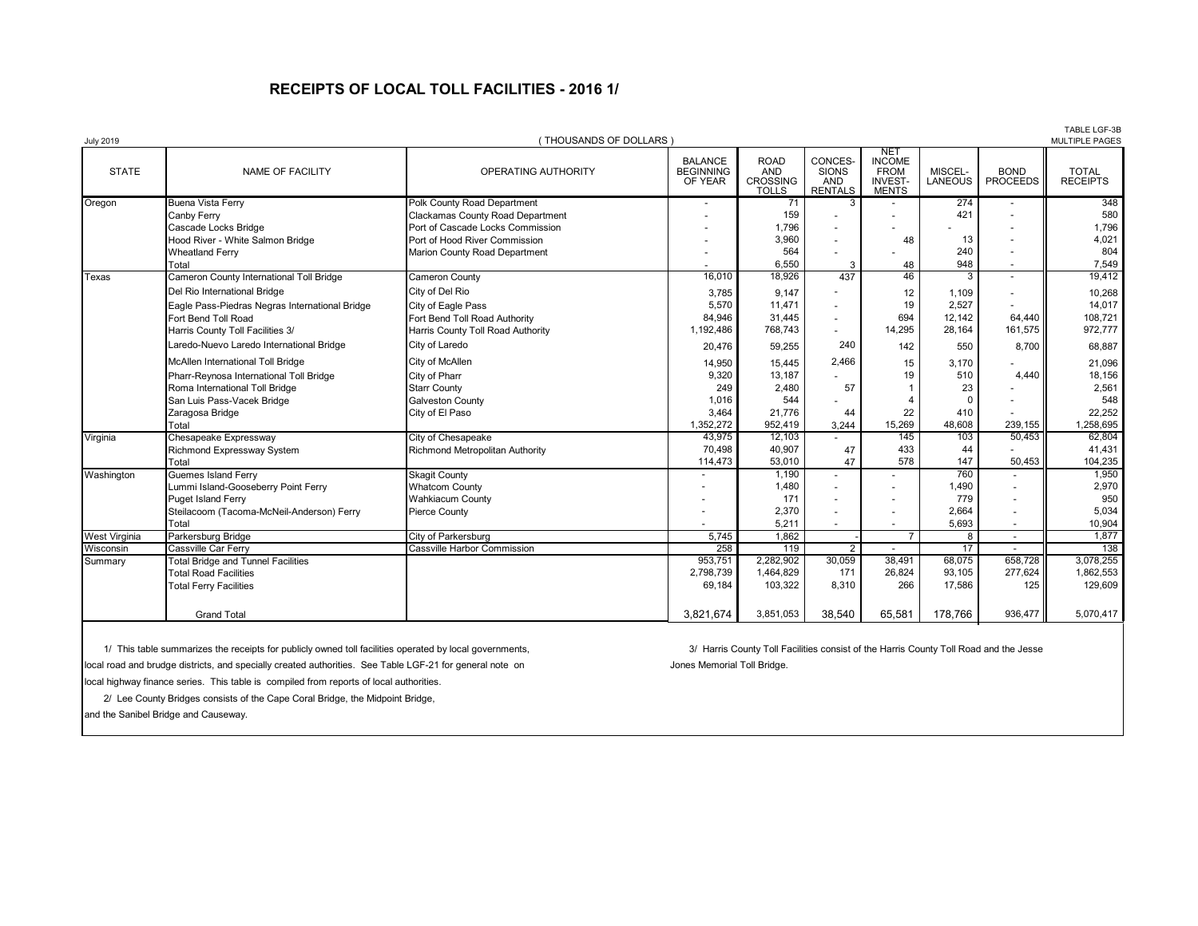# RECEIPTS OF LOCAL TOLL FACILITIES - 2016 1/

July 2019 | ( THOUSANDS OF DOLLARS ) | TABLE LGF-3B MULTIPLE PAGES

| STATE | NAME OF FACILITY | OPERATING AUTHORITY | BALANCE BEGINNING OF YEAR | ROAD AND CROSSING TOLLS | CONCES-SIONS AND RENTALS | NET INCOME FROM INVEST-MENTS | MISCEL-LANEOUS | BOND PROCEEDS | TOTAL RECEIPTS |
|---|---|---|---|---|---|---|---|---|---|
| Oregon | Buena Vista Ferry | Polk County Road Department | - | 71 | 3 | - | 274 | - | 348 |
| | Canby Ferry | Clackamas County Road Department | - | 159 | - | - | 421 | - | 580 |
| | Cascade Locks Bridge | Port of Cascade Locks Commission | - | 1,796 | - | - | - | - | 1,796 |
| | Hood River - White Salmon Bridge | Port of Hood River Commission | - | 3,960 | - | 48 | 13 | - | 4,021 |
| | Wheatland Ferry | Marion County Road Department | - | 564 | - | - | 240 | - | 804 |
| | Total | | - | 6,550 | 3 | 48 | 948 | - | 7,549 |
| Texas | Cameron County International Toll Bridge | Cameron County | 16,010 | 18,926 | 437 | 46 | 3 | - | 19,412 |
| | Del Rio International Bridge | City of Del Rio | 3,785 | 9,147 | - | 12 | 1,109 | - | 10,268 |
| | Eagle Pass-Piedras Negras International Bridge | City of Eagle Pass | 5,570 | 11,471 | - | 19 | 2,527 | - | 14,017 |
| | Fort Bend Toll Road | Fort Bend Toll Road Authority | 84,946 | 31,445 | - | 694 | 12,142 | 64,440 | 108,721 |
| | Harris County Toll Facilities 3/ | Harris County Toll Road Authority | 1,192,486 | 768,743 | - | 14,295 | 28,164 | 161,575 | 972,777 |
| | Laredo-Nuevo Laredo International Bridge | City of Laredo | 20,476 | 59,255 | 240 | 142 | 550 | 8,700 | 68,887 |
| | McAllen International Toll Bridge | City of McAllen | 14,950 | 15,445 | 2,466 | 15 | 3,170 | - | 21,096 |
| | Pharr-Reynosa International Toll Bridge | City of Pharr | 9,320 | 13,187 | - | 19 | 510 | 4,440 | 18,156 |
| | Roma International Toll Bridge | Starr County | 249 | 2,480 | 57 | 1 | 23 | - | 2,561 |
| | San Luis Pass-Vacek Bridge | Galveston County | 1,016 | 544 | - | 4 | 0 | - | 548 |
| | Zaragosa Bridge | City of El Paso | 3,464 | 21,776 | 44 | 22 | 410 | - | 22,252 |
| | Total | | 1,352,272 | 952,419 | 3,244 | 15,269 | 48,608 | 239,155 | 1,258,695 |
| Virginia | Chesapeake Expressway | City of Chesapeake | 43,975 | 12,103 | - | 145 | 103 | 50,453 | 62,804 |
| | Richmond Expressway System | Richmond Metropolitan Authority | 70,498 | 40,907 | 47 | 433 | 44 | - | 41,431 |
| | Total | | 114,473 | 53,010 | 47 | 578 | 147 | 50,453 | 104,235 |
| Washington | Guemes Island Ferry | Skagit County | - | 1,190 | - | - | 760 | - | 1,950 |
| | Lummi Island-Gooseberry Point Ferry | Whatcom County | - | 1,480 | - | - | 1,490 | - | 2,970 |
| | Puget Island Ferry | Wahkiacum County | - | 171 | - | - | 779 | - | 950 |
| | Steilacoom (Tacoma-McNeil-Anderson) Ferry | Pierce County | - | 2,370 | - | - | 2,664 | - | 5,034 |
| | Total | | - | 5,211 | - | - | 5,693 | - | 10,904 |
| West Virginia | Parkersburg Bridge | City of Parkersburg | 5,745 | 1,862 | - | 7 | 8 | - | 1,877 |
| Wisconsin | Cassville Car Ferry | Cassville Harbor Commission | 258 | 119 | 2 | - | 17 | - | 138 |
| Summary | Total Bridge and Tunnel Facilities | | 953,751 | 2,282,902 | 30,059 | 38,491 | 68,075 | 658,728 | 3,078,255 |
| | Total Road Facilities | | 2,798,739 | 1,464,829 | 171 | 26,824 | 93,105 | 277,624 | 1,862,553 |
| | Total Ferry Facilities | | 69,184 | 103,322 | 8,310 | 266 | 17,586 | 125 | 129,609 |
| | Grand Total | | 3,821,674 | 3,851,053 | 38,540 | 65,581 | 178,766 | 936,477 | 5,070,417 |

1/ This table summarizes the receipts for publicly owned toll facilities operated by local governments, local road and brudge districts, and specially created authorities. See Table LGF-21 for general note on local highway finance series. This table is compiled from reports of local authorities.

2/ Lee County Bridges consists of the Cape Coral Bridge, the Midpoint Bridge, and the Sanibel Bridge and Causeway.

3/ Harris County Toll Facilities consist of the Harris County Toll Road and the Jesse Jones Memorial Toll Bridge.